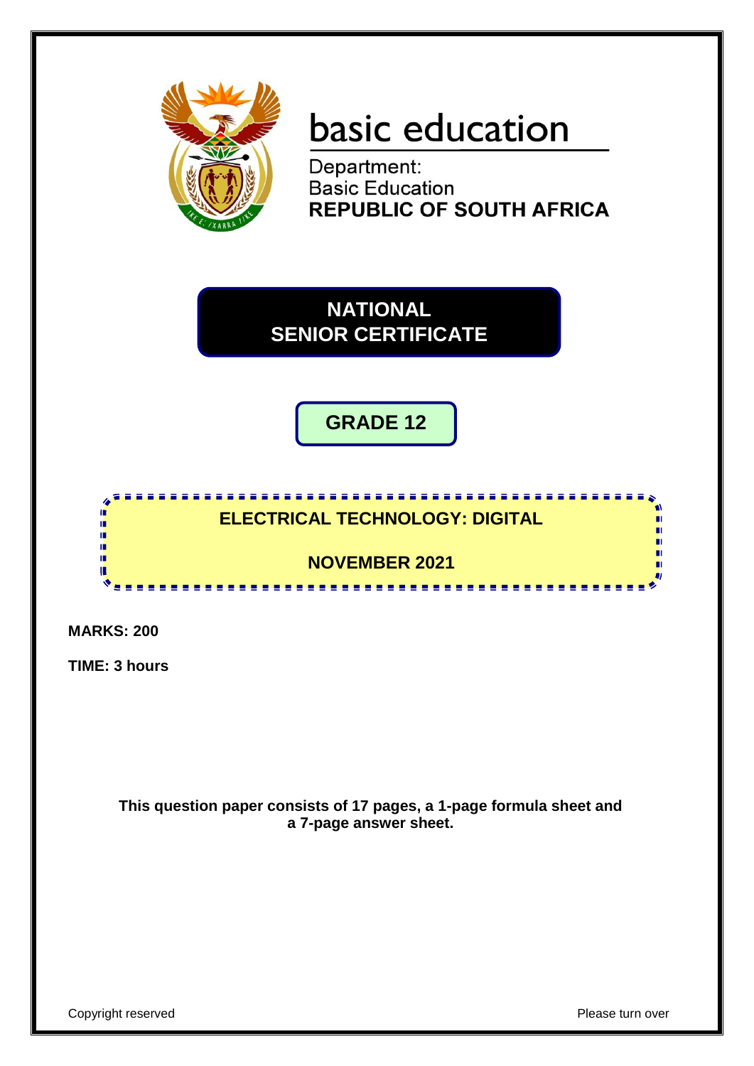# basic education

Department:
Basic Education
**REPUBLIC OF SOUTH AFRICA**

## NATIONAL SENIOR CERTIFICATE

## GRADE 12

## ELECTRICAL TECHNOLOGY: DIGITAL

## NOVEMBER 2021

**MARKS: 200**

**TIME: 3 hours**

**This question paper consists of 17 pages, a 1-page formula sheet and a 7-page answer sheet.**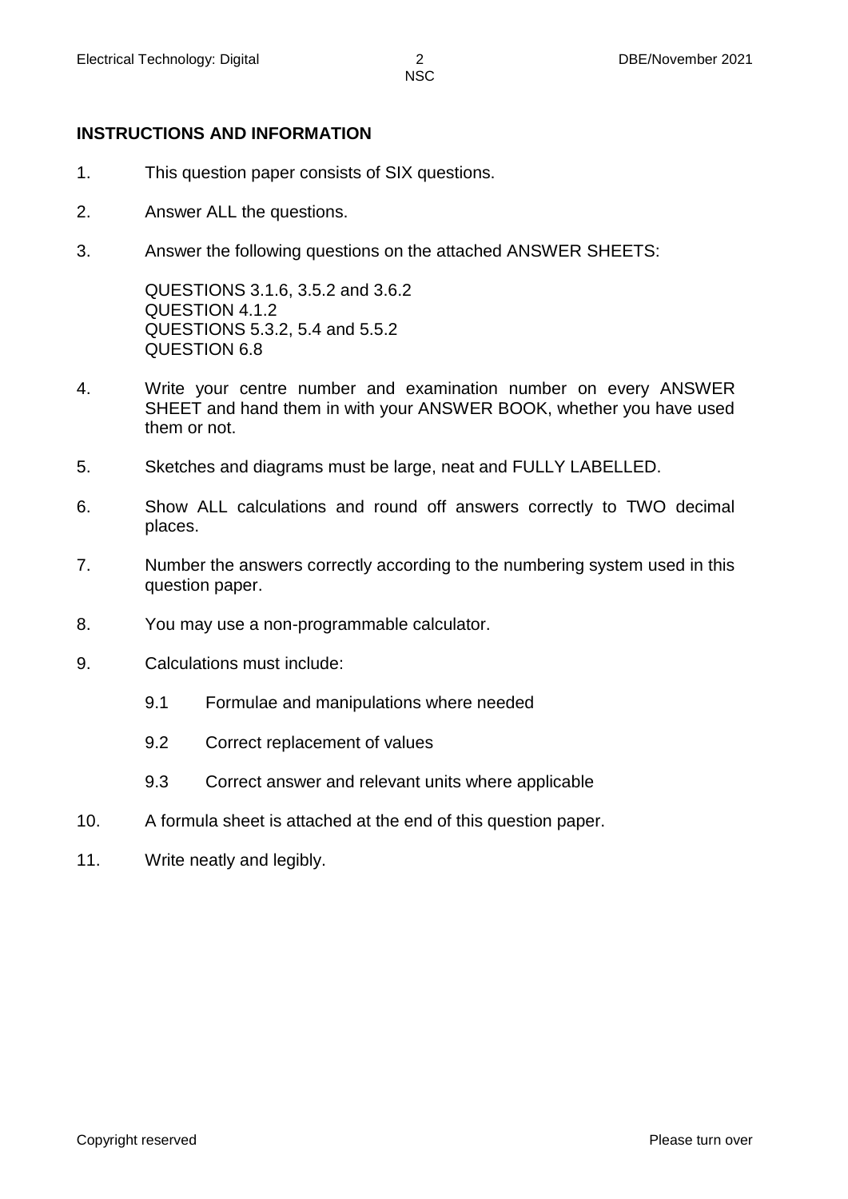## INSTRUCTIONS AND INFORMATION

1. This question paper consists of SIX questions.

2. Answer ALL the questions.

3. Answer the following questions on the attached ANSWER SHEETS:

   QUESTIONS 3.1.6, 3.5.2 and 3.6.2
   QUESTION 4.1.2
   QUESTIONS 5.3.2, 5.4 and 5.5.2
   QUESTION 6.8

4. Write your centre number and examination number on every ANSWER SHEET and hand them in with your ANSWER BOOK, whether you have used them or not.

5. Sketches and diagrams must be large, neat and FULLY LABELLED.

6. Show ALL calculations and round off answers correctly to TWO decimal places.

7. Number the answers correctly according to the numbering system used in this question paper.

8. You may use a non-programmable calculator.

9. Calculations must include:

   9.1 Formulae and manipulations where needed

   9.2 Correct replacement of values

   9.3 Correct answer and relevant units where applicable

10. A formula sheet is attached at the end of this question paper.

11. Write neatly and legibly.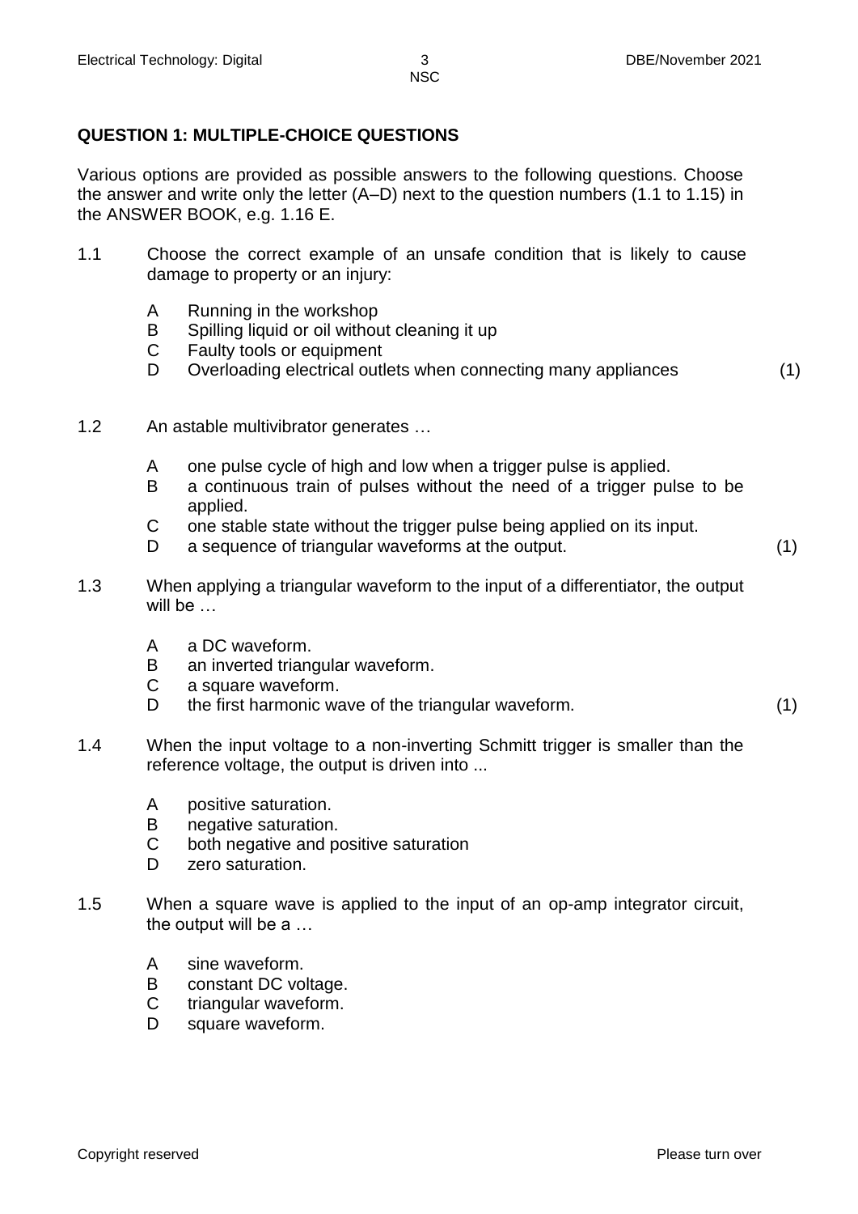**QUESTION 1: MULTIPLE-CHOICE QUESTIONS**

Various options are provided as possible answers to the following questions. Choose the answer and write only the letter (A–D) next to the question numbers (1.1 to 1.15) in the ANSWER BOOK, e.g. 1.16 E.

1.1 Choose the correct example of an unsafe condition that is likely to cause damage to property or an injury:

- A Running in the workshop
- B Spilling liquid or oil without cleaning it up
- C Faulty tools or equipment
- D Overloading electrical outlets when connecting many appliances (1)

1.2 An astable multivibrator generates …

- A one pulse cycle of high and low when a trigger pulse is applied.
- B a continuous train of pulses without the need of a trigger pulse to be applied.
- C one stable state without the trigger pulse being applied on its input.
- D a sequence of triangular waveforms at the output. (1)

1.3 When applying a triangular waveform to the input of a differentiator, the output will be …

- A a DC waveform.
- B an inverted triangular waveform.
- C a square waveform.
- D the first harmonic wave of the triangular waveform. (1)

1.4 When the input voltage to a non-inverting Schmitt trigger is smaller than the reference voltage, the output is driven into ...

- A positive saturation.
- B negative saturation.
- C both negative and positive saturation
- D zero saturation.

1.5 When a square wave is applied to the input of an op-amp integrator circuit, the output will be a …

- A sine waveform.
- B constant DC voltage.
- C triangular waveform.
- D square waveform.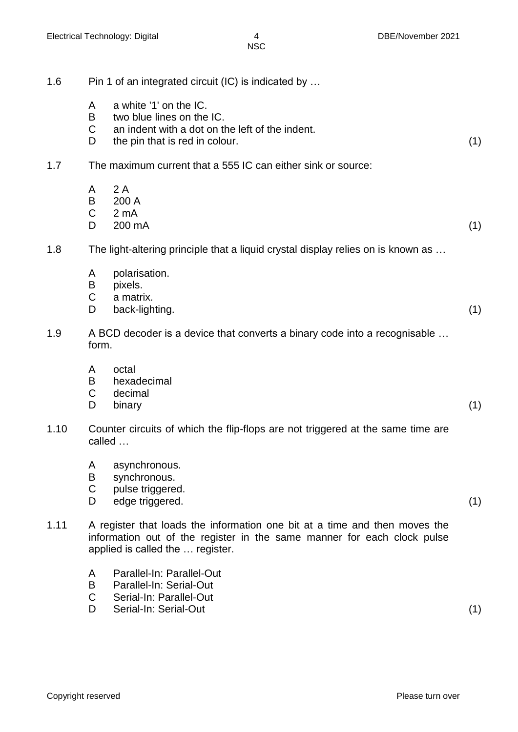1.6 Pin 1 of an integrated circuit (IC) is indicated by …

- A a white '1' on the IC.
- B two blue lines on the IC.
- C an indent with a dot on the left of the indent.
- D the pin that is red in colour. (1)

1.7 The maximum current that a 555 IC can either sink or source:

- A 2 A
- B 200 A
- C 2 mA
- D 200 mA (1)

1.8 The light-altering principle that a liquid crystal display relies on is known as …

- A polarisation.
- B pixels.
- C a matrix.
- D back-lighting. (1)

1.9 A BCD decoder is a device that converts a binary code into a recognisable … form.

- A octal
- B hexadecimal
- C decimal
- D binary (1)

1.10 Counter circuits of which the flip-flops are not triggered at the same time are called …

- A asynchronous.
- B synchronous.
- C pulse triggered.
- D edge triggered. (1)

1.11 A register that loads the information one bit at a time and then moves the information out of the register in the same manner for each clock pulse applied is called the … register.

- A Parallel-In: Parallel-Out
- B Parallel-In: Serial-Out
- C Serial-In: Parallel-Out
- D Serial-In: Serial-Out (1)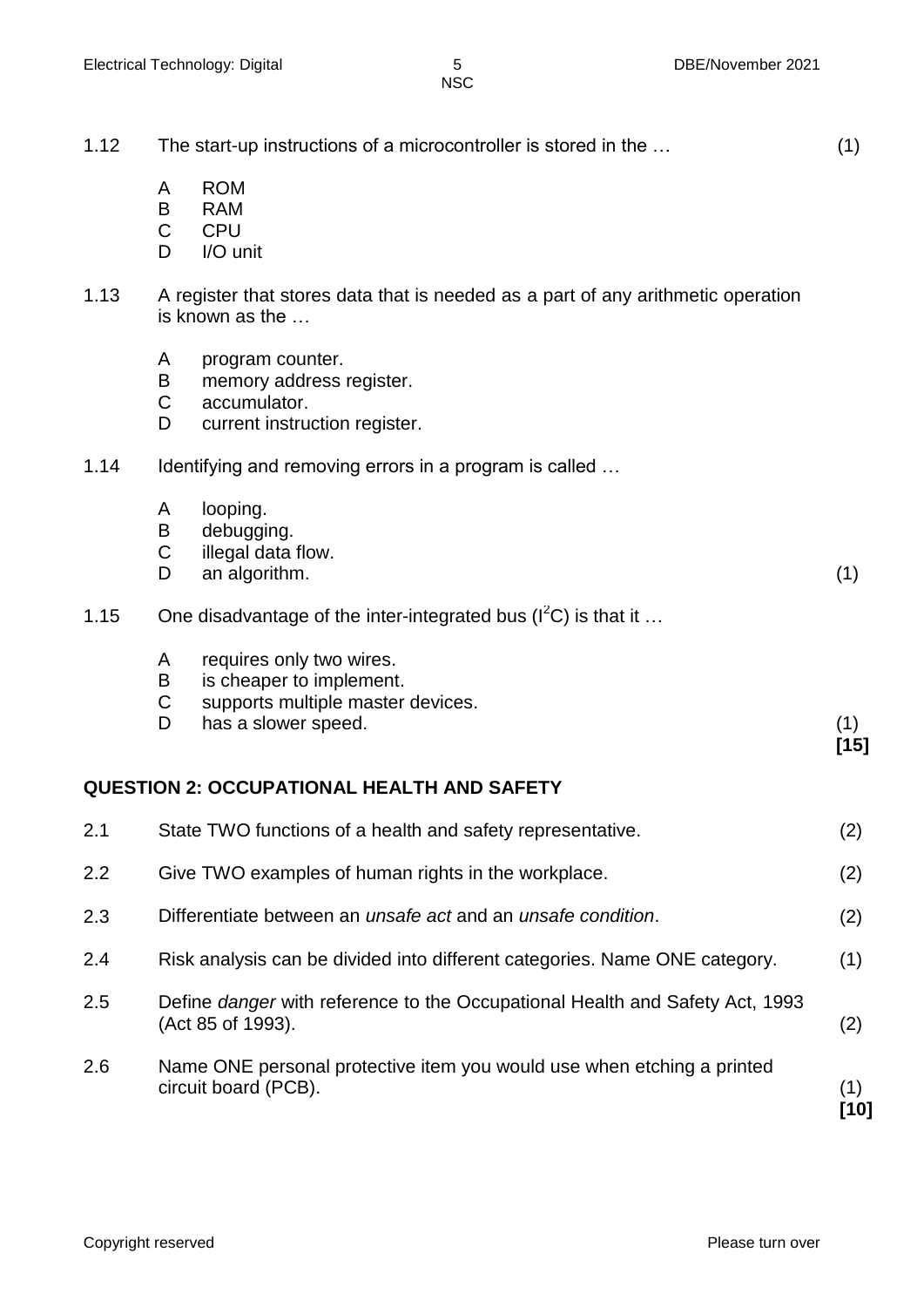1.12 The start-up instructions of a microcontroller is stored in the … (1)

A ROM
B RAM
C CPU
D I/O unit

1.13 A register that stores data that is needed as a part of any arithmetic operation is known as the …

A program counter.
B memory address register.
C accumulator.
D current instruction register.

1.14 Identifying and removing errors in a program is called …

A looping.
B debugging.
C illegal data flow.
D an algorithm. (1)

1.15 One disadvantage of the inter-integrated bus ($I^2C$) is that it …

A requires only two wires.
B is cheaper to implement.
C supports multiple master devices.
D has a slower speed. (1)

**[15]**

## QUESTION 2: OCCUPATIONAL HEALTH AND SAFETY

2.1 State TWO functions of a health and safety representative. (2)

2.2 Give TWO examples of human rights in the workplace. (2)

2.3 Differentiate between an *unsafe act* and an *unsafe condition*. (2)

2.4 Risk analysis can be divided into different categories. Name ONE category. (1)

2.5 Define *danger* with reference to the Occupational Health and Safety Act, 1993 (Act 85 of 1993). (2)

2.6 Name ONE personal protective item you would use when etching a printed circuit board (PCB). (1)

**[10]**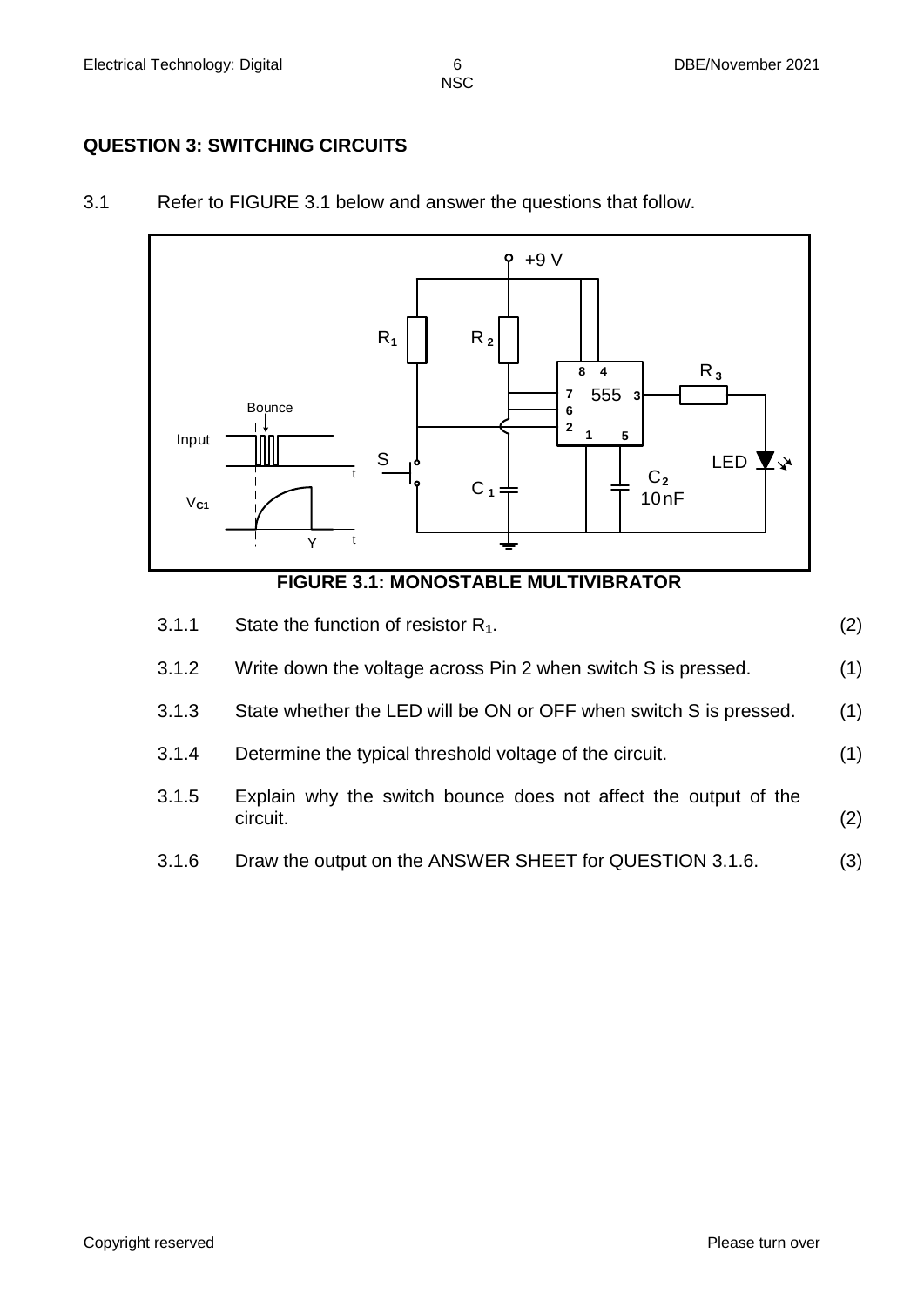## QUESTION 3: SWITCHING CIRCUITS

3.1 Refer to FIGURE 3.1 below and answer the questions that follow.

**FIGURE 3.1: MONOSTABLE MULTIVIBRATOR**

| | | |
|---|---|---|
| 3.1.1 | State the function of resistor $R_1$. | (2) |
| 3.1.2 | Write down the voltage across Pin 2 when switch S is pressed. | (1) |
| 3.1.3 | State whether the LED will be ON or OFF when switch S is pressed. | (1) |
| 3.1.4 | Determine the typical threshold voltage of the circuit. | (1) |
| 3.1.5 | Explain why the switch bounce does not affect the output of the circuit. | (2) |
| 3.1.6 | Draw the output on the ANSWER SHEET for QUESTION 3.1.6. | (3) |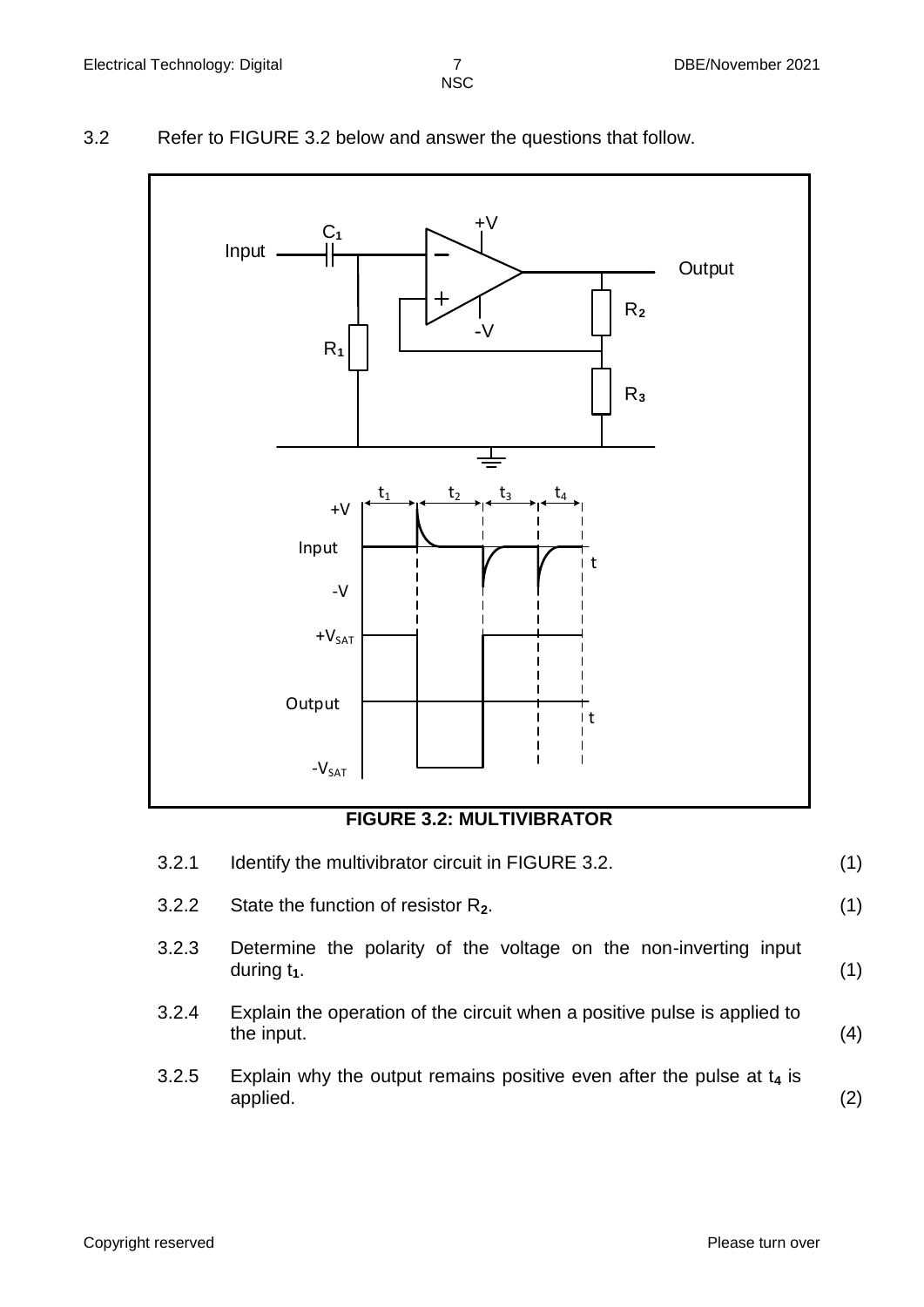3.2 Refer to FIGURE 3.2 below and answer the questions that follow.

**FIGURE 3.2: MULTIVIBRATOR**

| | | |
|---|---|---|
| 3.2.1 | Identify the multivibrator circuit in FIGURE 3.2. | (1) |
| 3.2.2 | State the function of resistor $R_2$. | (1) |
| 3.2.3 | Determine the polarity of the voltage on the non-inverting input during $t_1$. | (1) |
| 3.2.4 | Explain the operation of the circuit when a positive pulse is applied to the input. | (4) |
| 3.2.5 | Explain why the output remains positive even after the pulse at $t_4$ is applied. | (2) |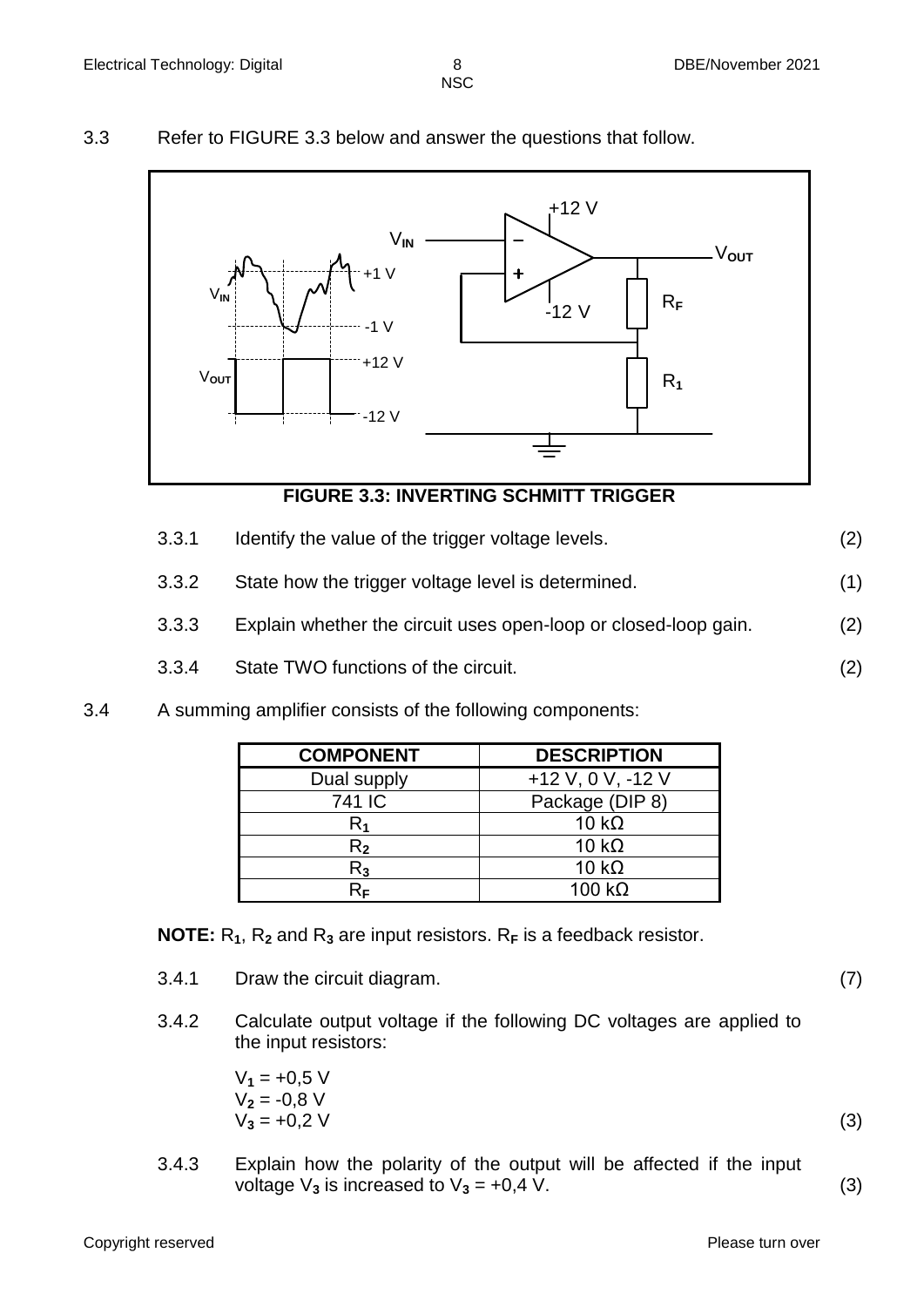3.3 Refer to FIGURE 3.3 below and answer the questions that follow.

**FIGURE 3.3: INVERTING SCHMITT TRIGGER**

3.3.1 Identify the value of the trigger voltage levels. (2)

3.3.2 State how the trigger voltage level is determined. (1)

3.3.3 Explain whether the circuit uses open-loop or closed-loop gain. (2)

3.3.4 State TWO functions of the circuit. (2)

3.4 A summing amplifier consists of the following components:

| COMPONENT | DESCRIPTION |
|---|---|
| Dual supply | +12 V, 0 V, -12 V |
| 741 IC | Package (DIP 8) |
| $R_1$ | 10 kΩ |
| $R_2$ | 10 kΩ |
| $R_3$ | 10 kΩ |
| $R_F$ | 100 kΩ |

**NOTE:** $R_1$, $R_2$ and $R_3$ are input resistors. $R_F$ is a feedback resistor.

3.4.1 Draw the circuit diagram. (7)

3.4.2 Calculate output voltage if the following DC voltages are applied to the input resistors:

$V_1 = +0,5$ V
$V_2 = -0,8$ V
$V_3 = +0,2$ V (3)

3.4.3 Explain how the polarity of the output will be affected if the input voltage $V_3$ is increased to $V_3 = +0,4$ V. (3)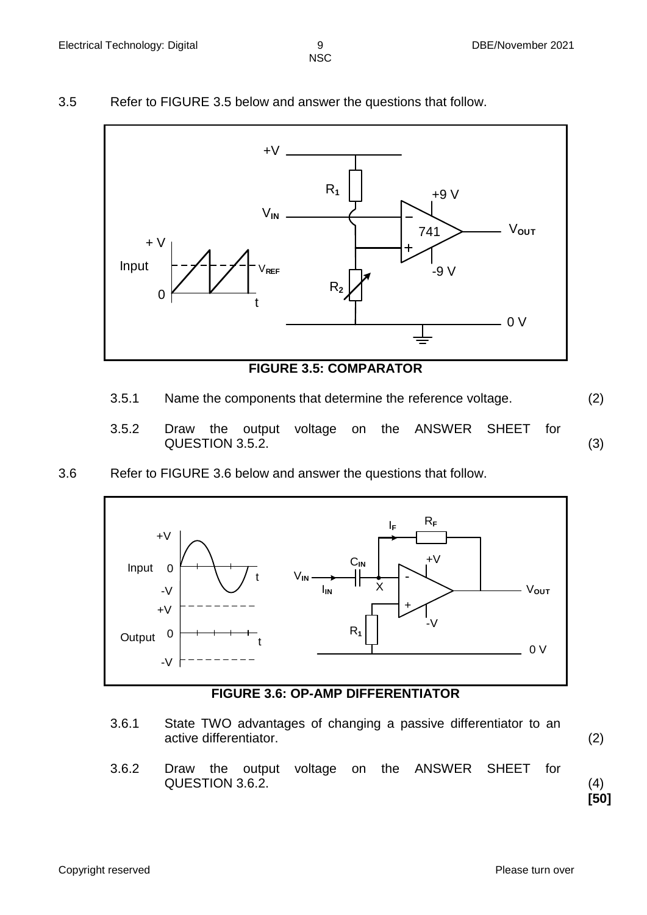3.5 Refer to FIGURE 3.5 below and answer the questions that follow.

**FIGURE 3.5: COMPARATOR**

3.5.1 Name the components that determine the reference voltage. (2)

3.5.2 Draw the output voltage on the ANSWER SHEET for QUESTION 3.5.2. (3)

3.6 Refer to FIGURE 3.6 below and answer the questions that follow.

**FIGURE 3.6: OP-AMP DIFFERENTIATOR**

3.6.1 State TWO advantages of changing a passive differentiator to an active differentiator. (2)

3.6.2 Draw the output voltage on the ANSWER SHEET for QUESTION 3.6.2. (4)

**[50]**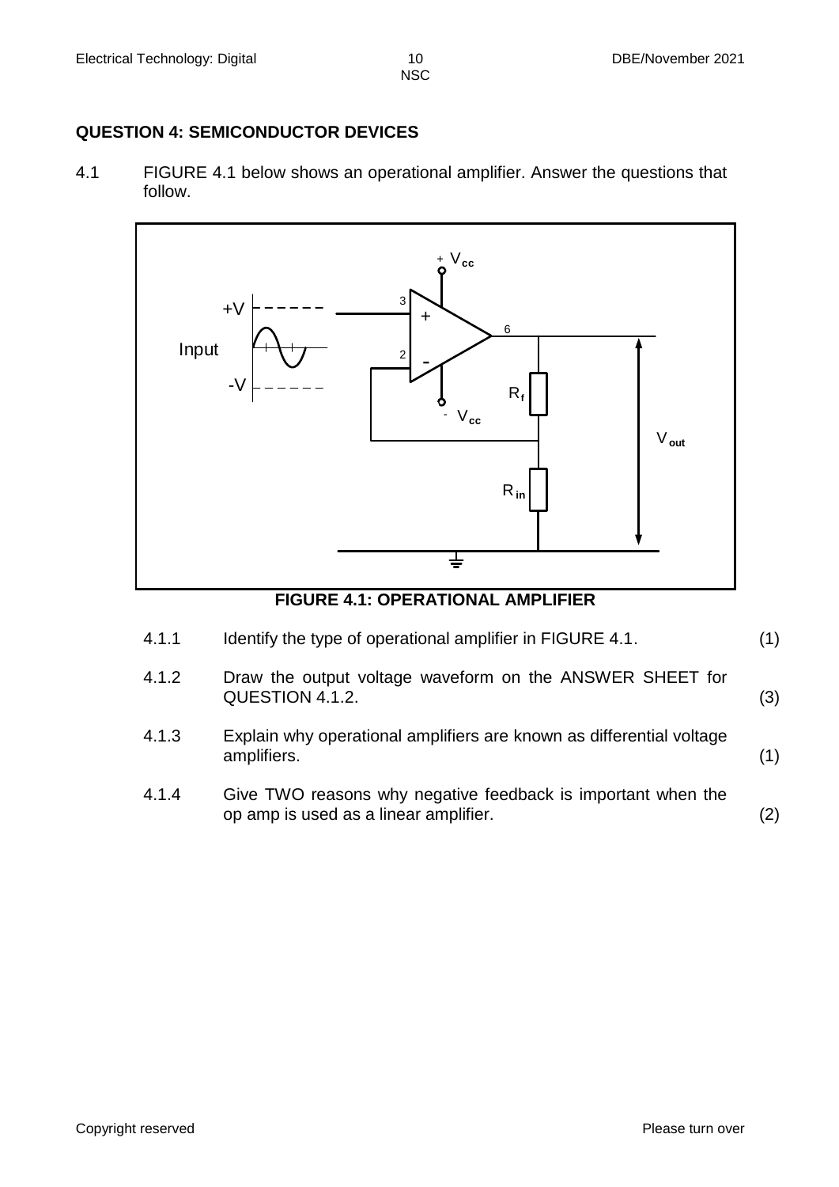## QUESTION 4: SEMICONDUCTOR DEVICES

4.1 FIGURE 4.1 below shows an operational amplifier. Answer the questions that follow.

**FIGURE 4.1: OPERATIONAL AMPLIFIER**

4.1.1 Identify the type of operational amplifier in FIGURE 4.1. (1)

4.1.2 Draw the output voltage waveform on the ANSWER SHEET for QUESTION 4.1.2. (3)

4.1.3 Explain why operational amplifiers are known as differential voltage amplifiers. (1)

4.1.4 Give TWO reasons why negative feedback is important when the op amp is used as a linear amplifier. (2)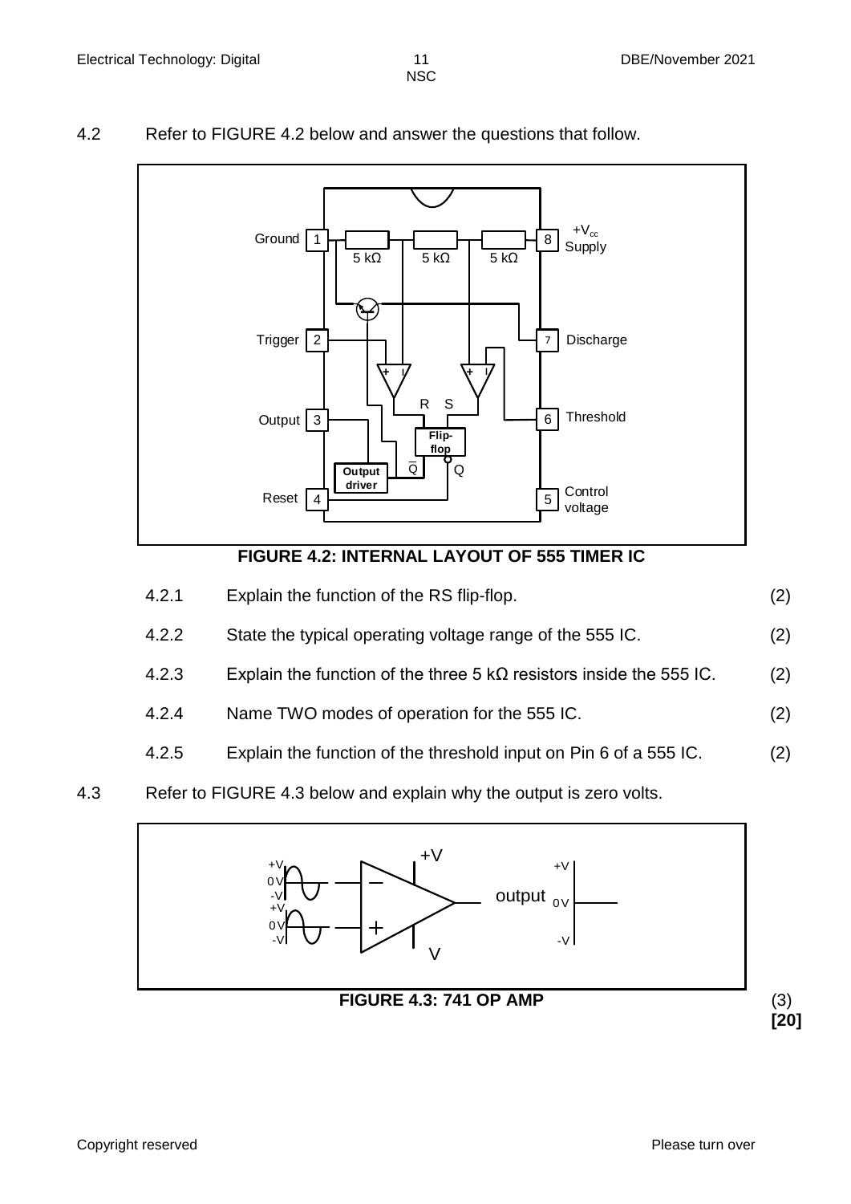4.2 Refer to FIGURE 4.2 below and answer the questions that follow.

FIGURE 4.2: INTERNAL LAYOUT OF 555 TIMER IC

| | | |
|---|---|---|
| 4.2.1 | Explain the function of the RS flip-flop. | (2) |
| 4.2.2 | State the typical operating voltage range of the 555 IC. | (2) |
| 4.2.3 | Explain the function of the three 5 kΩ resistors inside the 555 IC. | (2) |
| 4.2.4 | Name TWO modes of operation for the 555 IC. | (2) |
| 4.2.5 | Explain the function of the threshold input on Pin 6 of a 555 IC. | (2) |

4.3 Refer to FIGURE 4.3 below and explain why the output is zero volts.

FIGURE 4.3: 741 OP AMP

(3)
**[20]**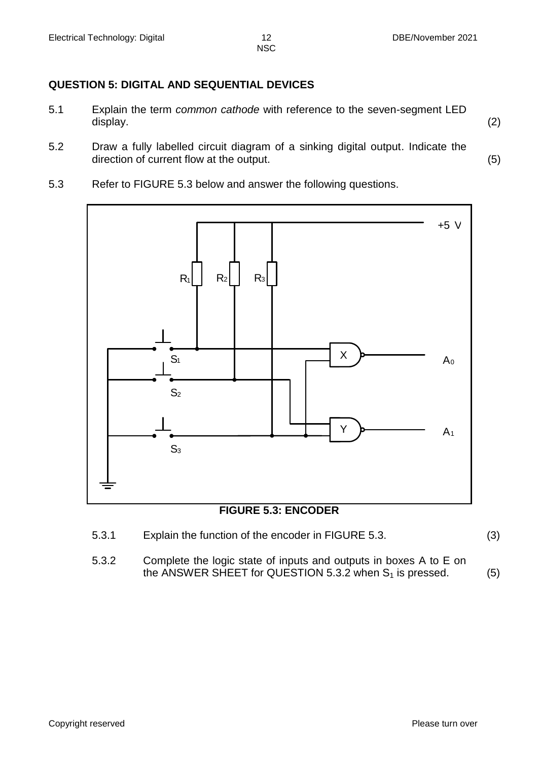## QUESTION 5: DIGITAL AND SEQUENTIAL DEVICES

5.1 Explain the term *common cathode* with reference to the seven-segment LED display. (2)

5.2 Draw a fully labelled circuit diagram of a sinking digital output. Indicate the direction of current flow at the output. (5)

5.3 Refer to FIGURE 5.3 below and answer the following questions.

**FIGURE 5.3: ENCODER**

5.3.1 Explain the function of the encoder in FIGURE 5.3. (3)

5.3.2 Complete the logic state of inputs and outputs in boxes A to E on the ANSWER SHEET for QUESTION 5.3.2 when $S_1$ is pressed. (5)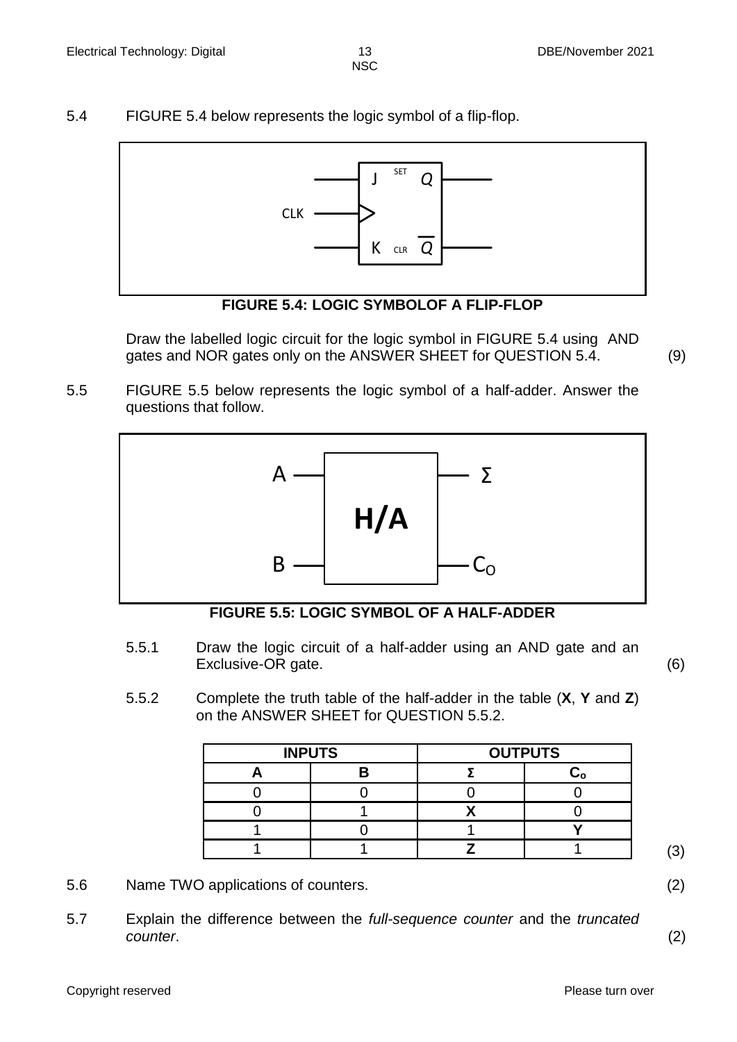5.4 FIGURE 5.4 below represents the logic symbol of a flip-flop.

**FIGURE 5.4: LOGIC SYMBOLOF A FLIP-FLOP**

Draw the labelled logic circuit for the logic symbol in FIGURE 5.4 using AND gates and NOR gates only on the ANSWER SHEET for QUESTION 5.4. (9)

5.5 FIGURE 5.5 below represents the logic symbol of a half-adder. Answer the questions that follow.

**FIGURE 5.5: LOGIC SYMBOL OF A HALF-ADDER**

5.5.1 Draw the logic circuit of a half-adder using an AND gate and an Exclusive-OR gate. (6)

5.5.2 Complete the truth table of the half-adder in the table (**X**, **Y** and **Z**) on the ANSWER SHEET for QUESTION 5.5.2.

| INPUTS | | OUTPUTS | |
|---|---|---|---|
| **A** | **B** | **Σ** | $C_o$ |
| 0 | 0 | 0 | 0 |
| 0 | 1 | **X** | 0 |
| 1 | 0 | 1 | **Y** |
| 1 | 1 | **Z** | 1 |

(3)

5.6 Name TWO applications of counters. (2)

5.7 Explain the difference between the *full-sequence counter* and the *truncated counter*. (2)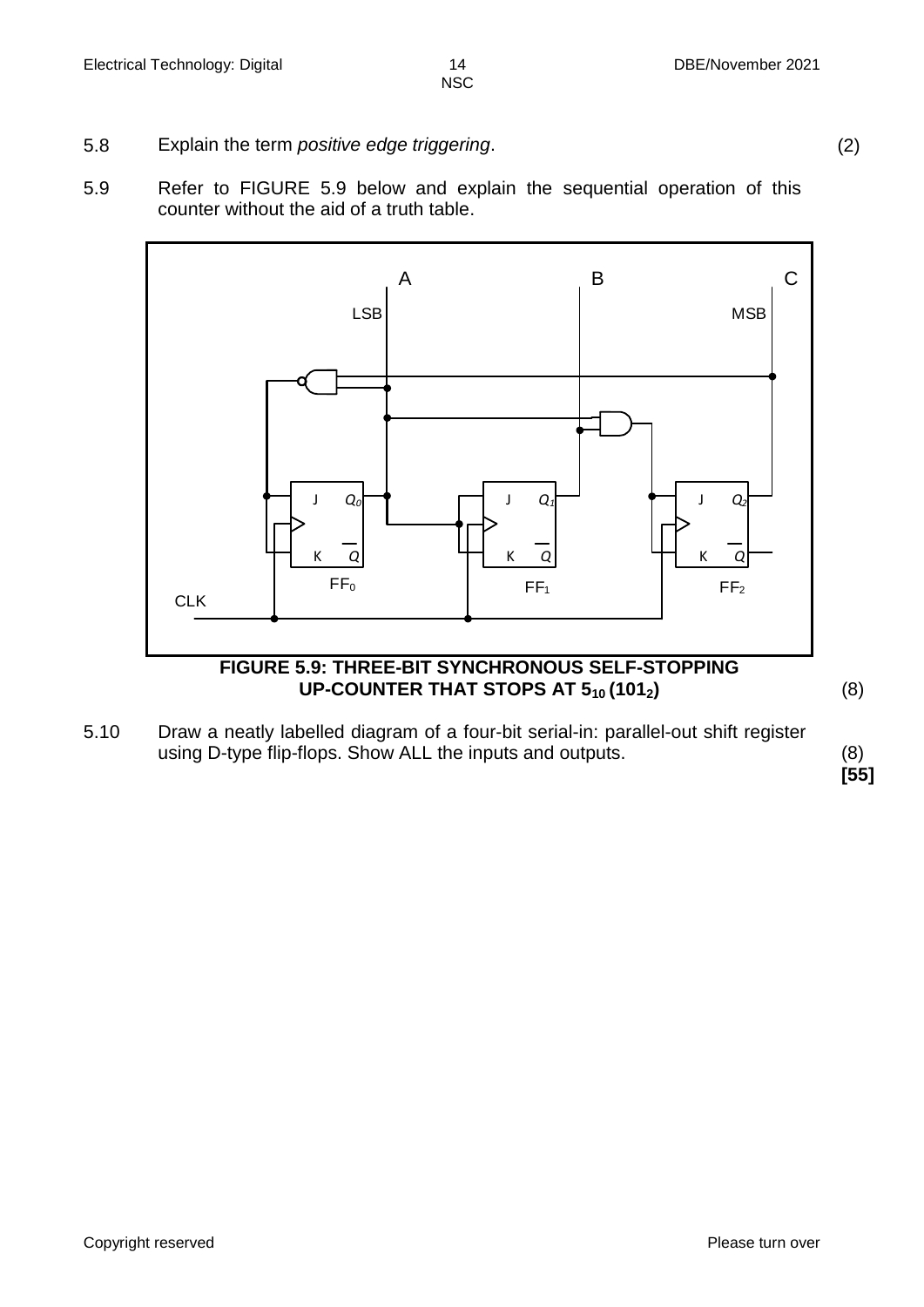5.8 Explain the term *positive edge triggering*. (2)

5.9 Refer to FIGURE 5.9 below and explain the sequential operation of this counter without the aid of a truth table.

**FIGURE 5.9: THREE-BIT SYNCHRONOUS SELF-STOPPING UP-COUNTER THAT STOPS AT $5_{10}$ ($101_2$)** (8)

5.10 Draw a neatly labelled diagram of a four-bit serial-in: parallel-out shift register using D-type flip-flops. Show ALL the inputs and outputs. (8)

**[55]**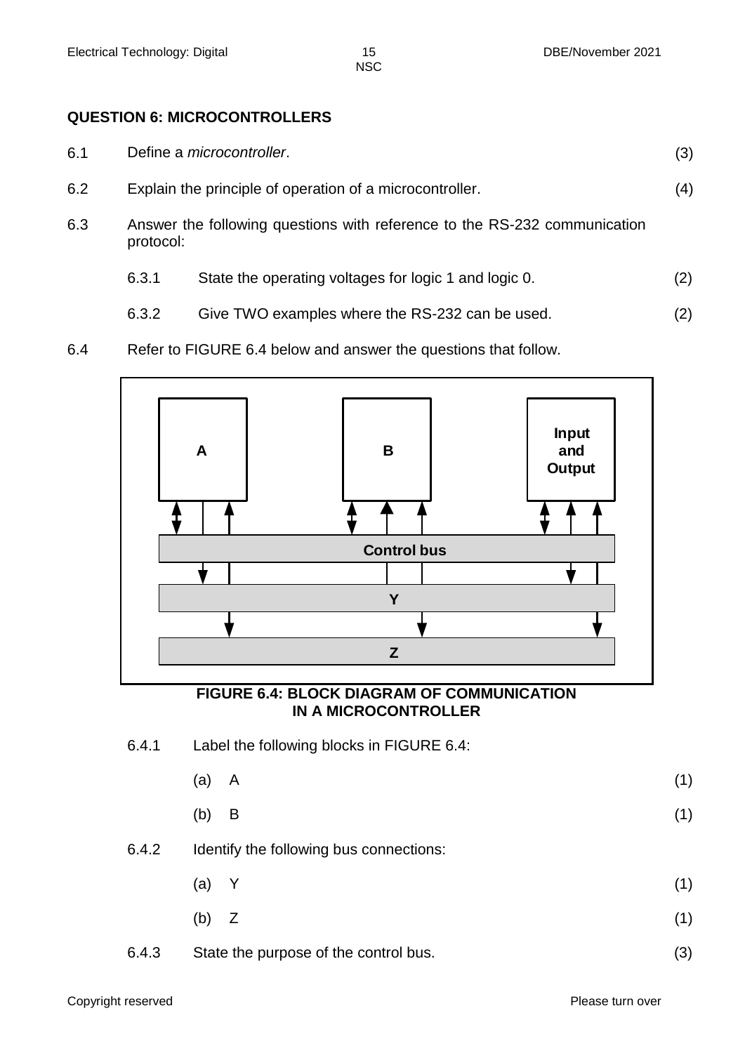## QUESTION 6: MICROCONTROLLERS

6.1 Define a *microcontroller*. (3)

6.2 Explain the principle of operation of a microcontroller. (4)

6.3 Answer the following questions with reference to the RS-232 communication protocol:

6.3.1 State the operating voltages for logic 1 and logic 0. (2)

6.3.2 Give TWO examples where the RS-232 can be used. (2)

6.4 Refer to FIGURE 6.4 below and answer the questions that follow.

**FIGURE 6.4: BLOCK DIAGRAM OF COMMUNICATION IN A MICROCONTROLLER**

6.4.1 Label the following blocks in FIGURE 6.4:

(a) A (1)

(b) B (1)

6.4.2 Identify the following bus connections:

(a) Y (1)

(b) Z (1)

6.4.3 State the purpose of the control bus. (3)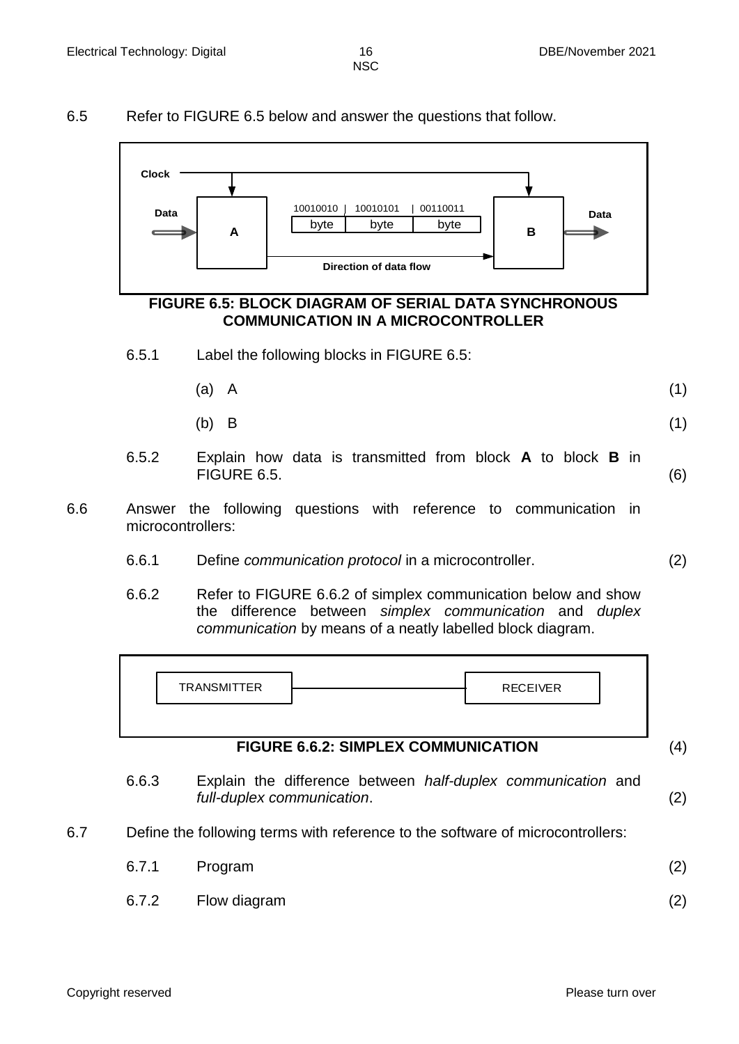6.5 Refer to FIGURE 6.5 below and answer the questions that follow.

Clock

Data | A | 10010010 | 10010101 | 00110011 — byte | byte | byte | B | Data

Direction of data flow

**FIGURE 6.5: BLOCK DIAGRAM OF SERIAL DATA SYNCHRONOUS COMMUNICATION IN A MICROCONTROLLER**

6.5.1 Label the following blocks in FIGURE 6.5:

(a) A (1)

(b) B (1)

6.5.2 Explain how data is transmitted from block **A** to block **B** in FIGURE 6.5. (6)

6.6 Answer the following questions with reference to communication in microcontrollers:

6.6.1 Define *communication protocol* in a microcontroller. (2)

6.6.2 Refer to FIGURE 6.6.2 of simplex communication below and show the difference between *simplex communication* and *duplex communication* by means of a neatly labelled block diagram.

TRANSMITTER ———— RECEIVER

**FIGURE 6.6.2: SIMPLEX COMMUNICATION** (4)

6.6.3 Explain the difference between *half-duplex communication* and *full-duplex communication*. (2)

6.7 Define the following terms with reference to the software of microcontrollers:

6.7.1 Program (2)

6.7.2 Flow diagram (2)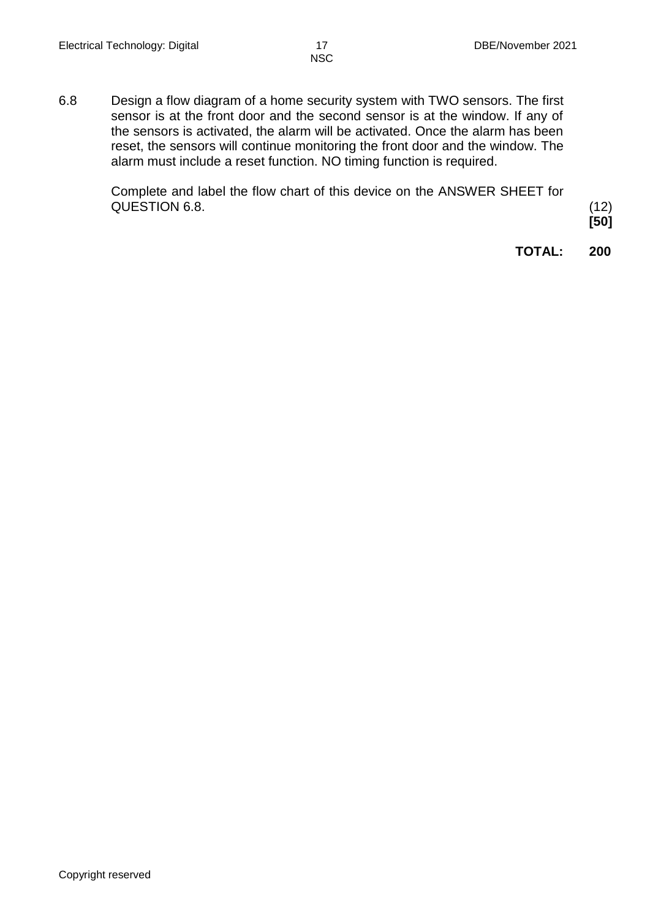6.8 Design a flow diagram of a home security system with TWO sensors. The first sensor is at the front door and the second sensor is at the window. If any of the sensors is activated, the alarm will be activated. Once the alarm has been reset, the sensors will continue monitoring the front door and the window. The alarm must include a reset function. NO timing function is required.

Complete and label the flow chart of this device on the ANSWER SHEET for QUESTION 6.8. (12)

**[50]**

**TOTAL: 200**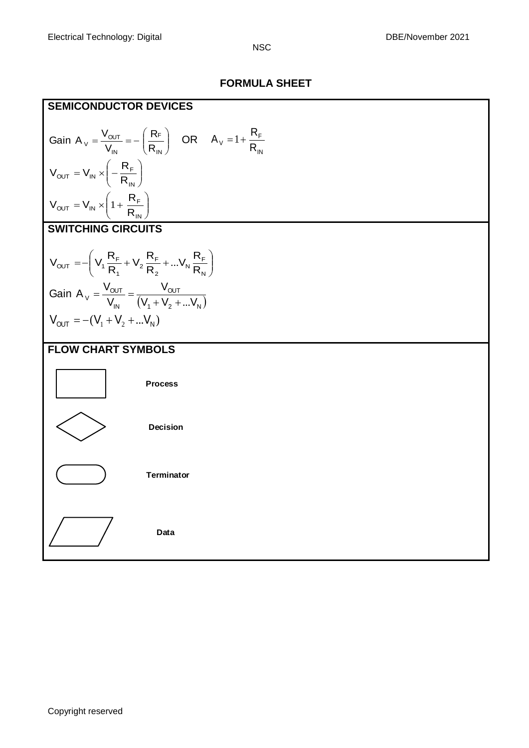# FORMULA SHEET

## SEMICONDUCTOR DEVICES

Gain $A_V = \frac{V_{OUT}}{V_{IN}} = -\left(\frac{R_F}{R_{IN}}\right)$ OR $A_V = 1 + \frac{R_F}{R_{IN}}$

$$V_{OUT} = V_{IN} \times \left(-\frac{R_F}{R_{IN}}\right)$$

$$V_{OUT} = V_{IN} \times \left(1 + \frac{R_F}{R_{IN}}\right)$$

## SWITCHING CIRCUITS

$$V_{OUT} = -\left(V_1 \frac{R_F}{R_1} + V_2 \frac{R_F}{R_2} + \ldots V_N \frac{R_F}{R_N}\right)$$

Gain $A_V = \frac{V_{OUT}}{V_{IN}} = \frac{V_{OUT}}{(V_1 + V_2 + \ldots V_N)}$

$$V_{OUT} = -(V_1 + V_2 + \ldots V_N)$$

## FLOW CHART SYMBOLS

| Symbol | Name |
| --- | --- |
| Rectangle | **Process** |
| Diamond | **Decision** |
| Rounded rectangle | **Terminator** |
| Parallelogram | **Data** |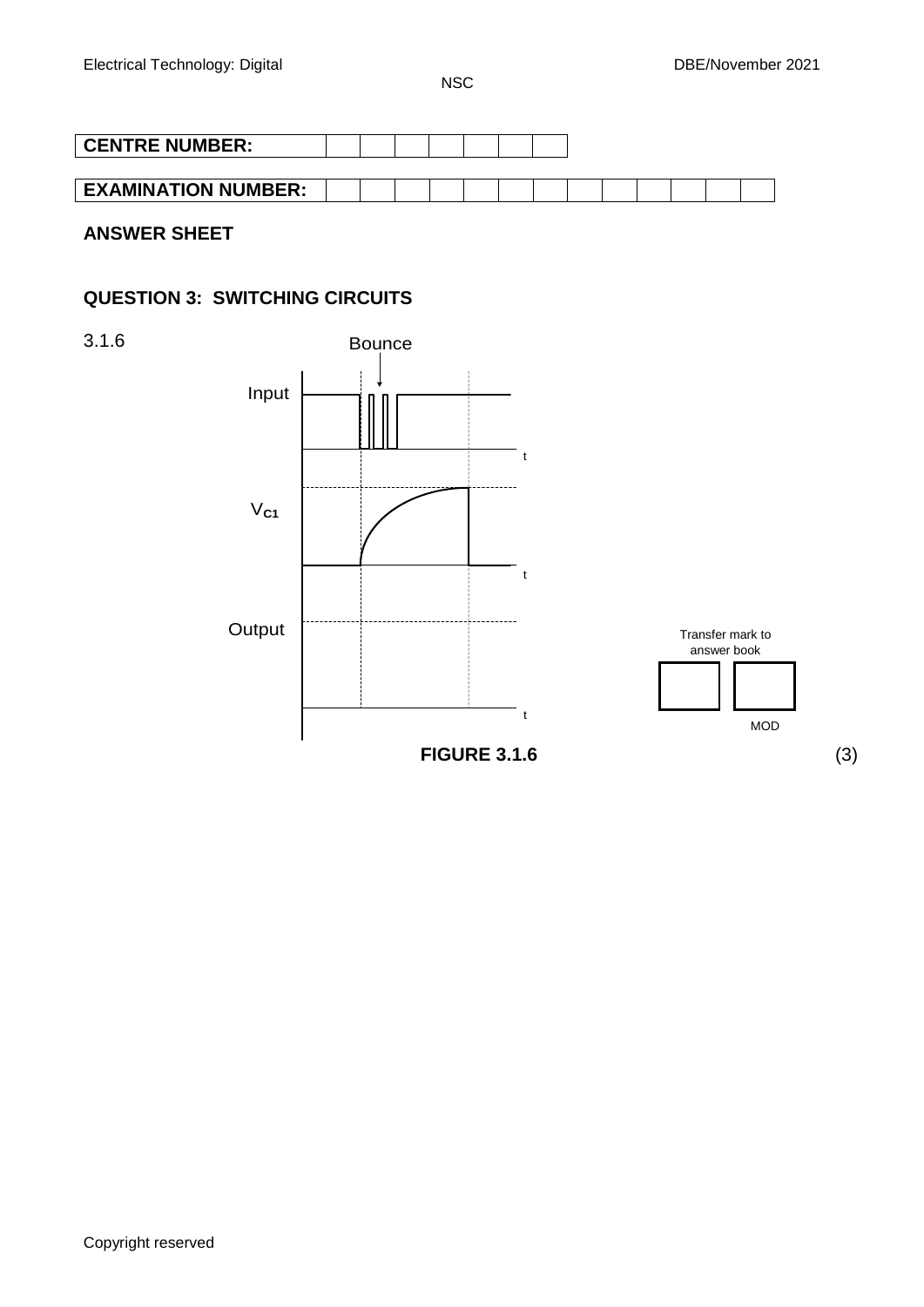| CENTRE NUMBER: | | | | | | | |
|---|---|---|---|---|---|---|---|

| EXAMINATION NUMBER: | | | | | | | | | | | | | |
|---|---|---|---|---|---|---|---|---|---|---|---|---|---|

**ANSWER SHEET**

## QUESTION 3: SWITCHING CIRCUITS

3.1.6

Bounce

Input

t

$V_{C1}$

t

Output

t

Transfer mark to answer book

MOD

**FIGURE 3.1.6**

(3)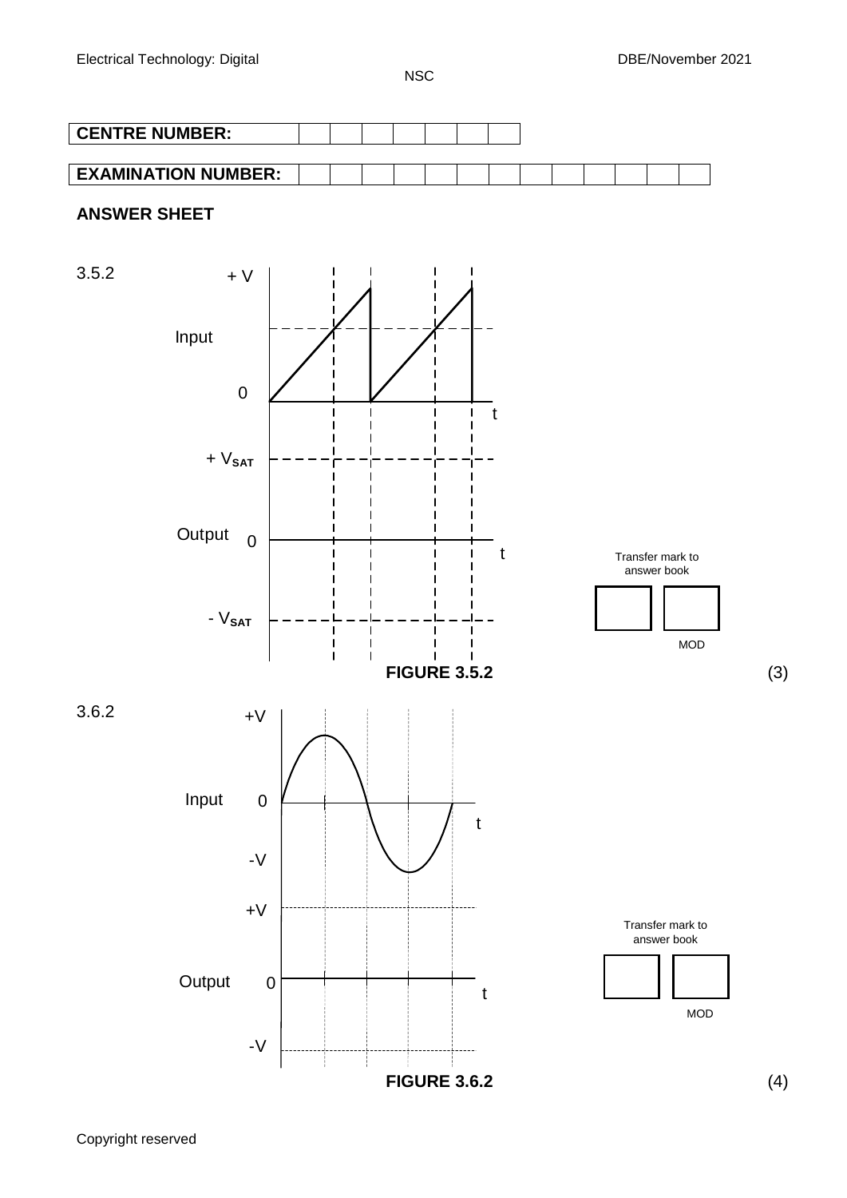| **CENTRE NUMBER:** | | | | | | | |
|---|---|---|---|---|---|---|---|

| **EXAMINATION NUMBER:** | | | | | | | | | | | | | |
|---|---|---|---|---|---|---|---|---|---|---|---|---|---|

## ANSWER SHEET

3.5.2

+ V

Input

0

t

+ $V_{SAT}$

Output 0

t

- $V_{SAT}$

Transfer mark to answer book

MOD

**FIGURE 3.5.2**

(3)

3.6.2

+V

Input 0

t

-V

+V

Output 0

t

-V

Transfer mark to answer book

MOD

**FIGURE 3.6.2**

(4)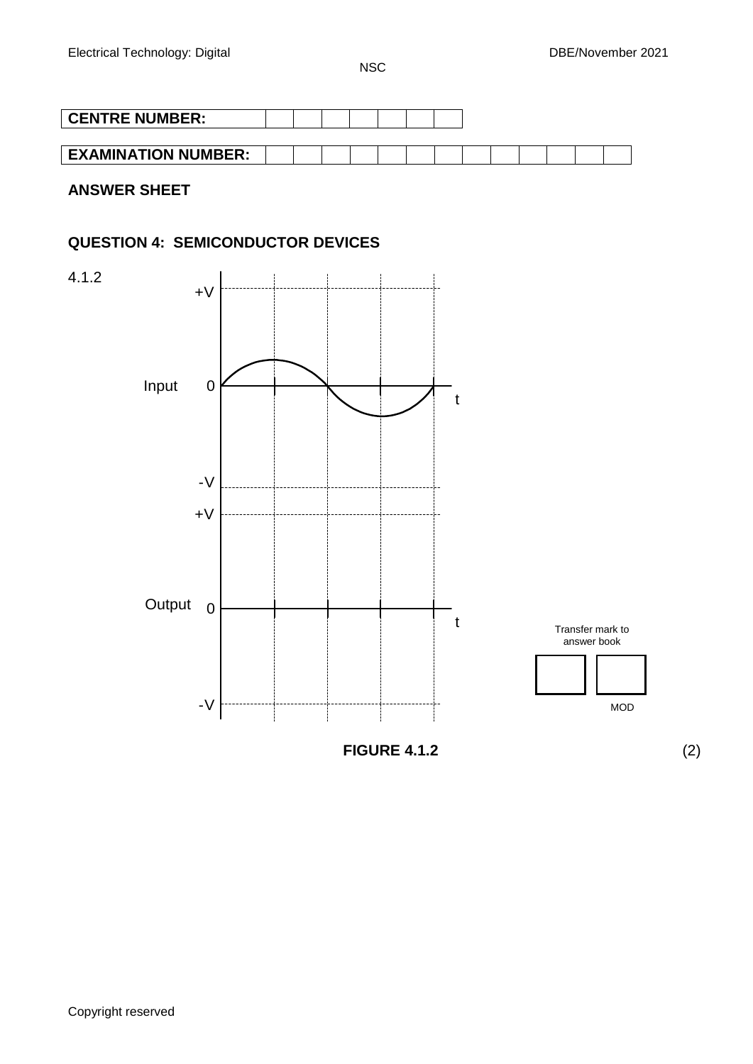| CENTRE NUMBER: | | | | | | | |
|---|---|---|---|---|---|---|---|

| EXAMINATION NUMBER: | | | | | | | | | | | | | |
|---|---|---|---|---|---|---|---|---|---|---|---|---|---|

**ANSWER SHEET**

## QUESTION 4: SEMICONDUCTOR DEVICES

4.1.2

Input: +V, 0, -V, t

Output: +V, 0, -V, t

Transfer mark to answer book

MOD

**FIGURE 4.1.2** (2)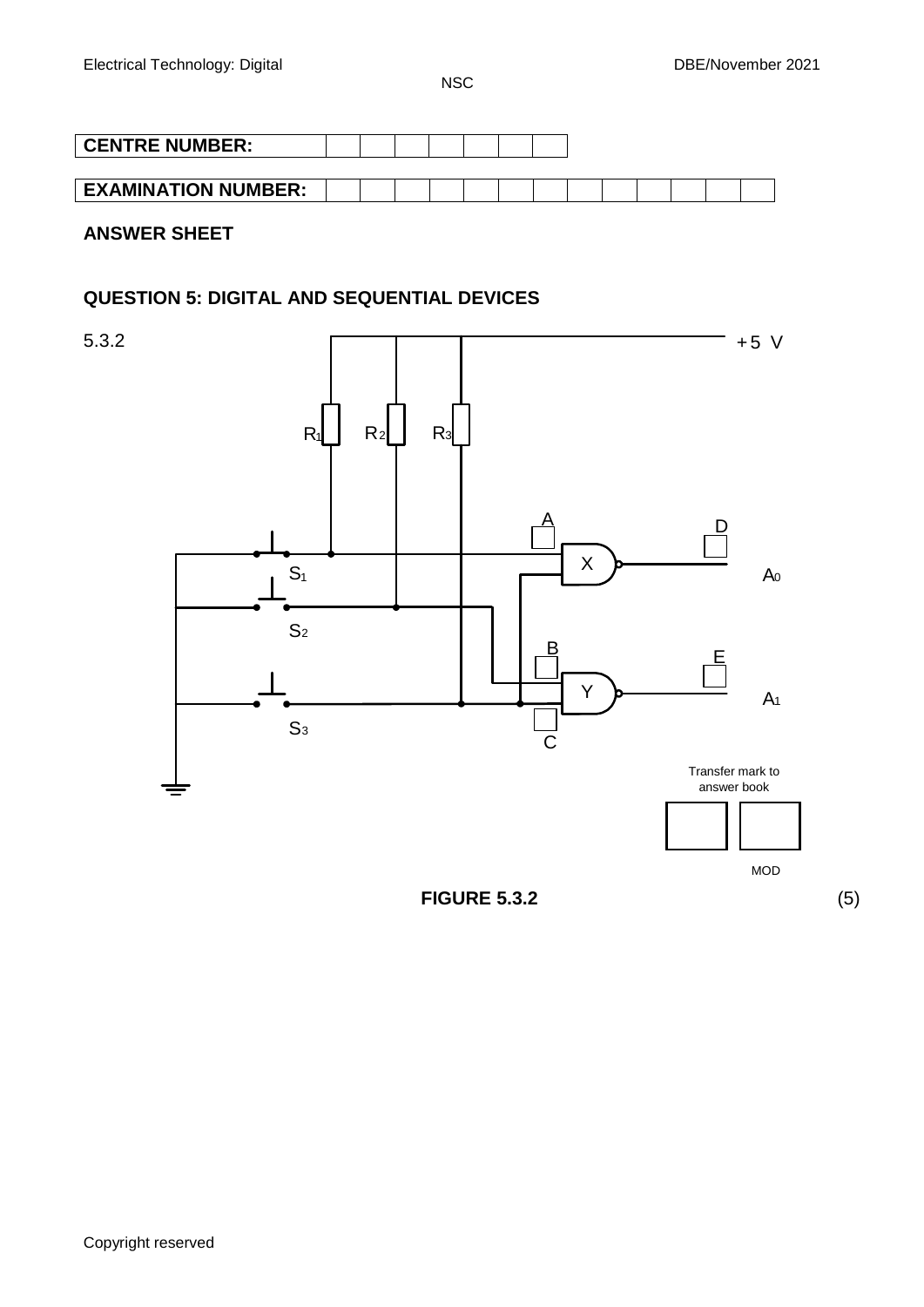| **CENTRE NUMBER:** | | | | | | | |
|---|---|---|---|---|---|---|---|

| **EXAMINATION NUMBER:** | | | | | | | | | | | | | |
|---|---|---|---|---|---|---|---|---|---|---|---|---|---|

**ANSWER SHEET**

## QUESTION 5: DIGITAL AND SEQUENTIAL DEVICES

5.3.2

+5 V

$R_1$ $R_2$ $R_3$

A D

X $A_0$

$S_1$

$S_2$

B E

Y $A_1$

$S_3$

C

Transfer mark to answer book

MOD

**FIGURE 5.3.2** (5)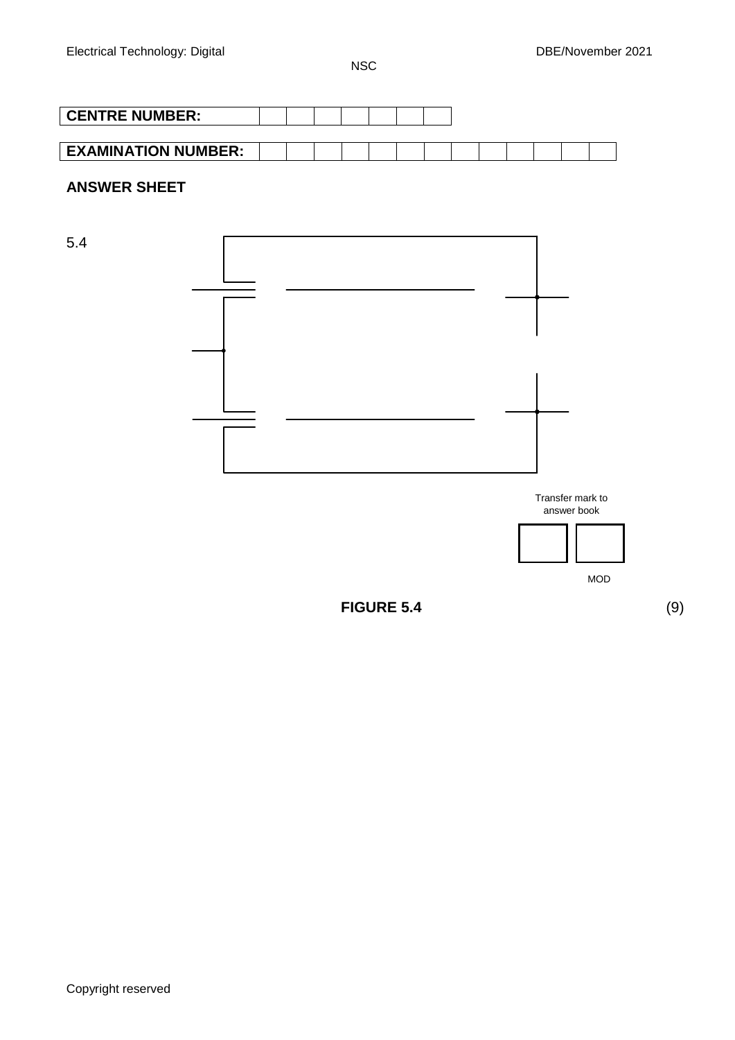| CENTRE NUMBER: | | | | | | | |
|---|---|---|---|---|---|---|---|

| EXAMINATION NUMBER: | | | | | | | | | | | | | |
|---|---|---|---|---|---|---|---|---|---|---|---|---|---|

## ANSWER SHEET

5.4

Transfer mark to answer book

MOD

**FIGURE 5.4** (9)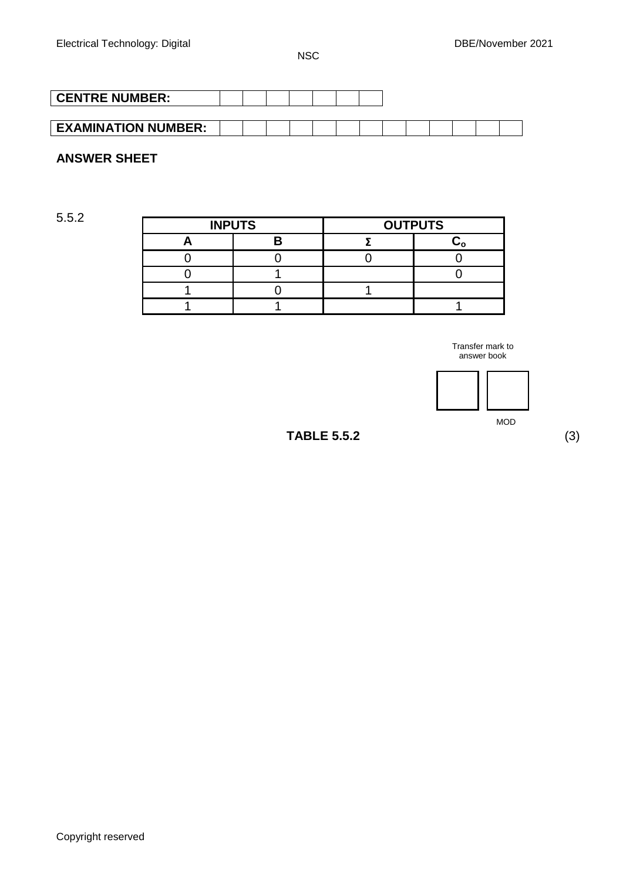| CENTRE NUMBER: | | | | | | | |
|---|---|---|---|---|---|---|---|

| EXAMINATION NUMBER: | | | | | | | | | | | | | |
|---|---|---|---|---|---|---|---|---|---|---|---|---|---|

## ANSWER SHEET

5.5.2

| INPUTS | | OUTPUTS | |
|---|---|---|---|
| A | B | Σ | $C_o$ |
| 0 | 0 | 0 | 0 |
| 0 | 1 | | 0 |
| 1 | 0 | 1 | |
| 1 | 1 | | 1 |

Transfer mark to answer book

MOD

**TABLE 5.5.2** (3)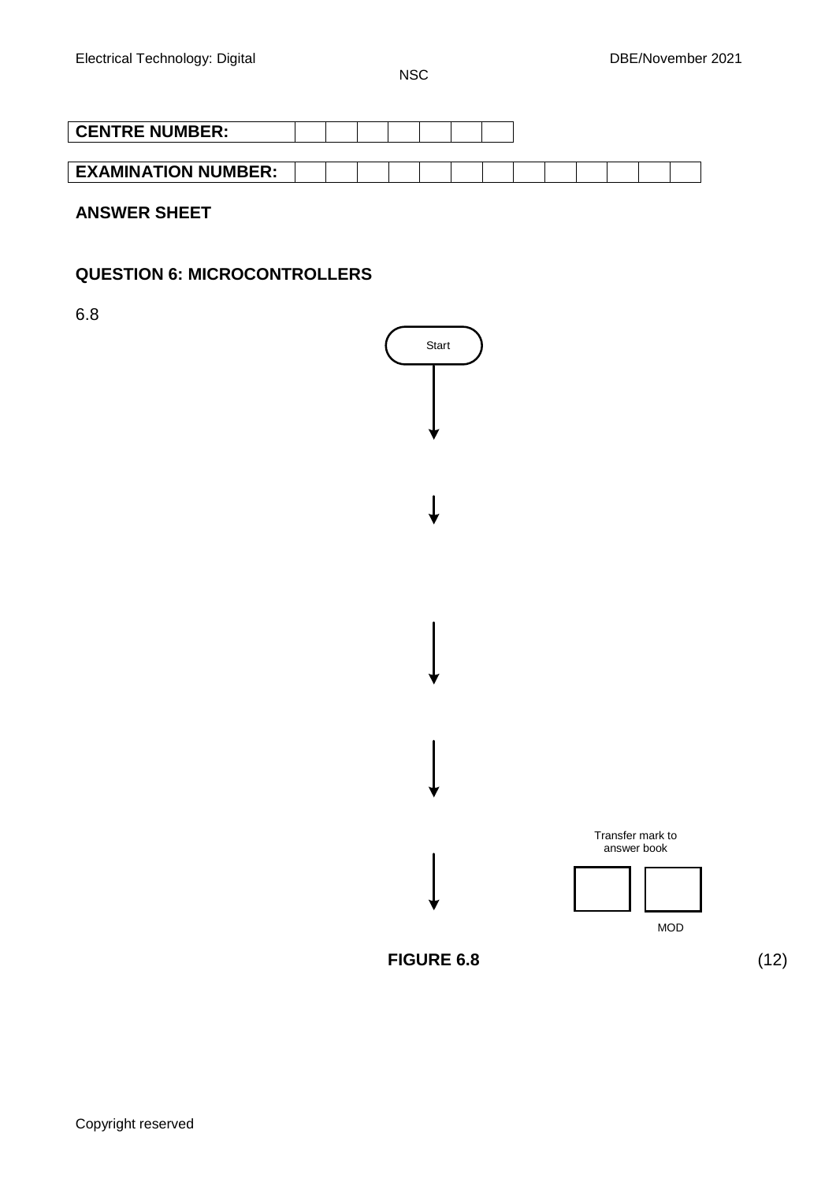**CENTRE NUMBER:**

**EXAMINATION NUMBER:**

**ANSWER SHEET**

**QUESTION 6: MICROCONTROLLERS**

6.8

Start

Transfer mark to answer book

MOD

**FIGURE 6.8** (12)